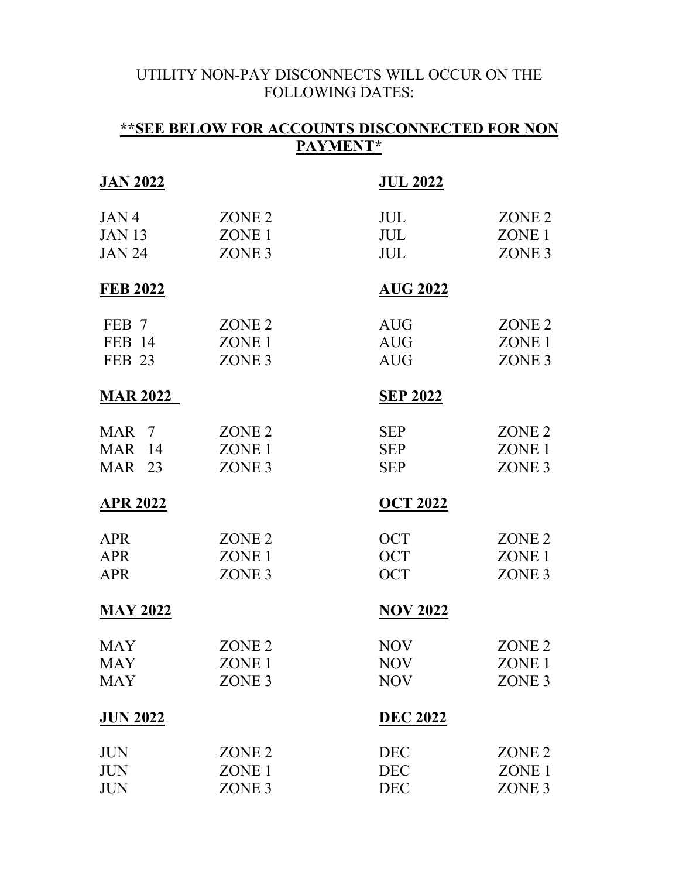UTILITY NON-PAY DISCONNECTS WILL OCCUR ON THE FOLLOWING DATES:

**<u>**SEE BELOW FOR ACCOUNTS DISCONNECTED FOR NON PAYMENT*</u>**

**<u>JAN 2022</u>**

| | |
|---|---|
| JAN 4 | ZONE 2 |
| JAN 13 | ZONE 1 |
| JAN 24 | ZONE 3 |

**<u>FEB 2022</u>**

| | |
|---|---|
| FEB 7 | ZONE 2 |
| FEB 14 | ZONE 1 |
| FEB 23 | ZONE 3 |

**<u>MAR 2022</u>**

| | |
|---|---|
| MAR 7 | ZONE 2 |
| MAR 14 | ZONE 1 |
| MAR 23 | ZONE 3 |

**<u>APR 2022</u>**

| | |
|---|---|
| APR | ZONE 2 |
| APR | ZONE 1 |
| APR | ZONE 3 |

**<u>MAY 2022</u>**

| | |
|---|---|
| MAY | ZONE 2 |
| MAY | ZONE 1 |
| MAY | ZONE 3 |

**<u>JUN 2022</u>**

| | |
|---|---|
| JUN | ZONE 2 |
| JUN | ZONE 1 |
| JUN | ZONE 3 |

**<u>JUL 2022</u>**

| | |
|---|---|
| JUL | ZONE 2 |
| JUL | ZONE 1 |
| JUL | ZONE 3 |

**<u>AUG 2022</u>**

| | |
|---|---|
| AUG | ZONE 2 |
| AUG | ZONE 1 |
| AUG | ZONE 3 |

**<u>SEP 2022</u>**

| | |
|---|---|
| SEP | ZONE 2 |
| SEP | ZONE 1 |
| SEP | ZONE 3 |

**<u>OCT 2022</u>**

| | |
|---|---|
| OCT | ZONE 2 |
| OCT | ZONE 1 |
| OCT | ZONE 3 |

**<u>NOV 2022</u>**

| | |
|---|---|
| NOV | ZONE 2 |
| NOV | ZONE 1 |
| NOV | ZONE 3 |

**<u>DEC 2022</u>**

| | |
|---|---|
| DEC | ZONE 2 |
| DEC | ZONE 1 |
| DEC | ZONE 3 |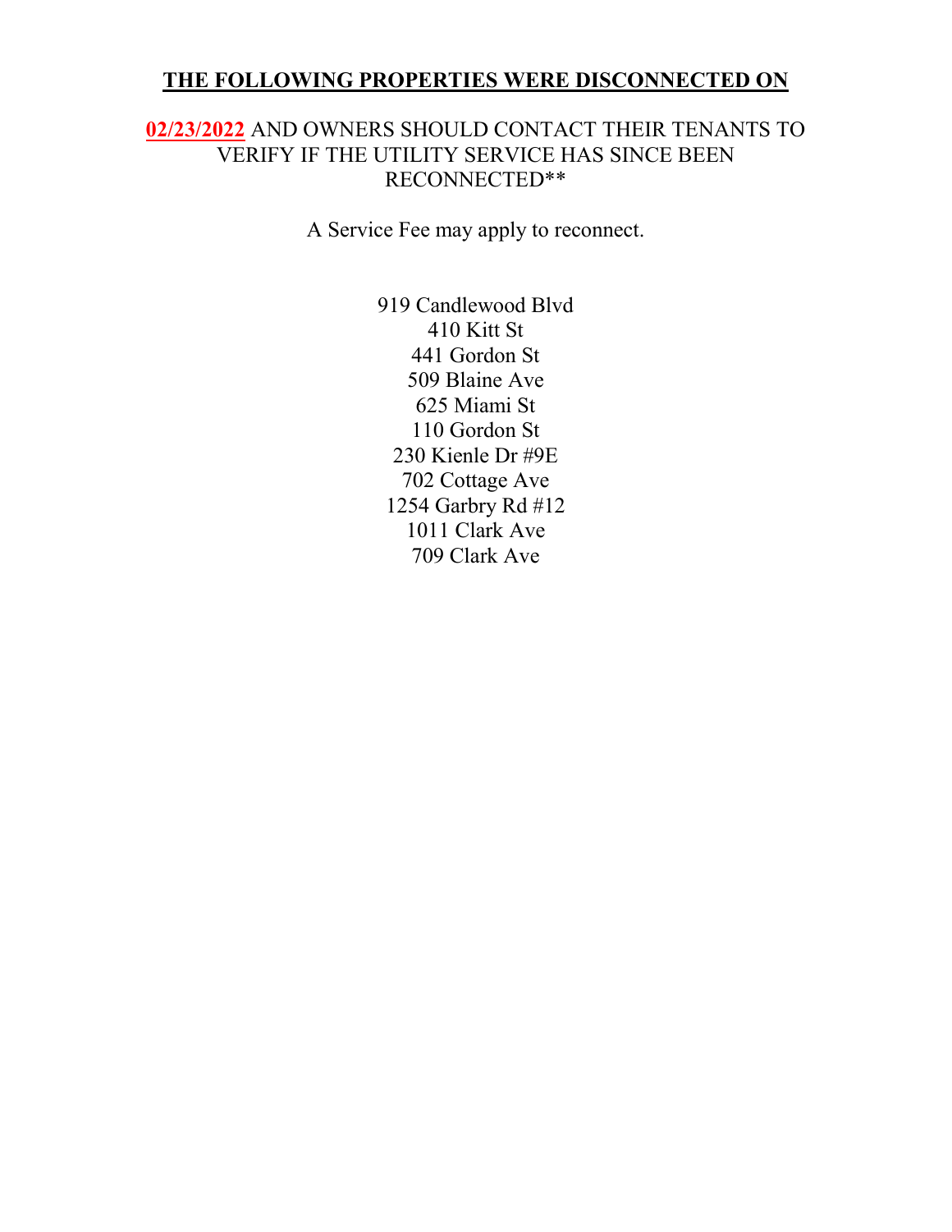**THE FOLLOWING PROPERTIES WERE DISCONNECTED ON**

**02/23/2022** AND OWNERS SHOULD CONTACT THEIR TENANTS TO VERIFY IF THE UTILITY SERVICE HAS SINCE BEEN RECONNECTED**

A Service Fee may apply to reconnect.

919 Candlewood Blvd
410 Kitt St
441 Gordon St
509 Blaine Ave
625 Miami St
110 Gordon St
230 Kienle Dr #9E
702 Cottage Ave
1254 Garbry Rd #12
1011 Clark Ave
709 Clark Ave